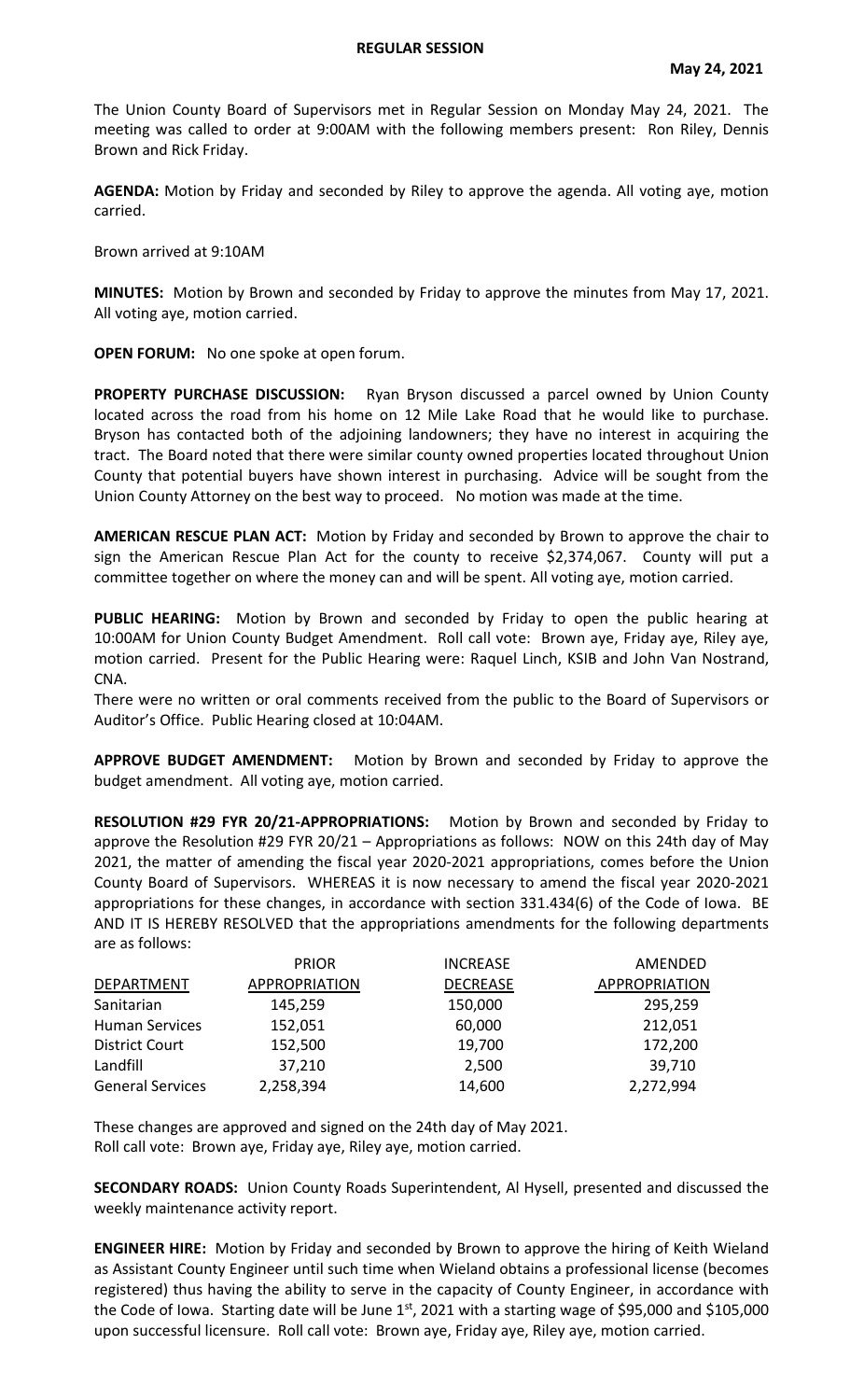# REGULAR SESSION

**May 24, 2021**

The Union County Board of Supervisors met in Regular Session on Monday May 24, 2021. The meeting was called to order at 9:00AM with the following members present: Ron Riley, Dennis Brown and Rick Friday.

**AGENDA:** Motion by Friday and seconded by Riley to approve the agenda. All voting aye, motion carried.

Brown arrived at 9:10AM

**MINUTES:** Motion by Brown and seconded by Friday to approve the minutes from May 17, 2021. All voting aye, motion carried.

**OPEN FORUM:** No one spoke at open forum.

**PROPERTY PURCHASE DISCUSSION:** Ryan Bryson discussed a parcel owned by Union County located across the road from his home on 12 Mile Lake Road that he would like to purchase. Bryson has contacted both of the adjoining landowners; they have no interest in acquiring the tract. The Board noted that there were similar county owned properties located throughout Union County that potential buyers have shown interest in purchasing. Advice will be sought from the Union County Attorney on the best way to proceed. No motion was made at the time.

**AMERICAN RESCUE PLAN ACT:** Motion by Friday and seconded by Brown to approve the chair to sign the American Rescue Plan Act for the county to receive $2,374,067. County will put a committee together on where the money can and will be spent. All voting aye, motion carried.

**PUBLIC HEARING:** Motion by Brown and seconded by Friday to open the public hearing at 10:00AM for Union County Budget Amendment. Roll call vote: Brown aye, Friday aye, Riley aye, motion carried. Present for the Public Hearing were: Raquel Linch, KSIB and John Van Nostrand, CNA.

There were no written or oral comments received from the public to the Board of Supervisors or Auditor's Office. Public Hearing closed at 10:04AM.

**APPROVE BUDGET AMENDMENT:** Motion by Brown and seconded by Friday to approve the budget amendment. All voting aye, motion carried.

**RESOLUTION #29 FYR 20/21-APPROPRIATIONS:** Motion by Brown and seconded by Friday to approve the Resolution #29 FYR 20/21 – Appropriations as follows: NOW on this 24th day of May 2021, the matter of amending the fiscal year 2020-2021 appropriations, comes before the Union County Board of Supervisors. WHEREAS it is now necessary to amend the fiscal year 2020-2021 appropriations for these changes, in accordance with section 331.434(6) of the Code of Iowa. BE AND IT IS HEREBY RESOLVED that the appropriations amendments for the following departments are as follows:

| DEPARTMENT | PRIOR APPROPRIATION | INCREASE DECREASE | AMENDED APPROPRIATION |
|---|---|---|---|
| Sanitarian | 145,259 | 150,000 | 295,259 |
| Human Services | 152,051 | 60,000 | 212,051 |
| District Court | 152,500 | 19,700 | 172,200 |
| Landfill | 37,210 | 2,500 | 39,710 |
| General Services | 2,258,394 | 14,600 | 2,272,994 |

These changes are approved and signed on the 24th day of May 2021.
Roll call vote: Brown aye, Friday aye, Riley aye, motion carried.

**SECONDARY ROADS:** Union County Roads Superintendent, Al Hysell, presented and discussed the weekly maintenance activity report.

**ENGINEER HIRE:** Motion by Friday and seconded by Brown to approve the hiring of Keith Wieland as Assistant County Engineer until such time when Wieland obtains a professional license (becomes registered) thus having the ability to serve in the capacity of County Engineer, in accordance with the Code of Iowa. Starting date will be June 1st, 2021 with a starting wage of $95,000 and $105,000 upon successful licensure. Roll call vote: Brown aye, Friday aye, Riley aye, motion carried.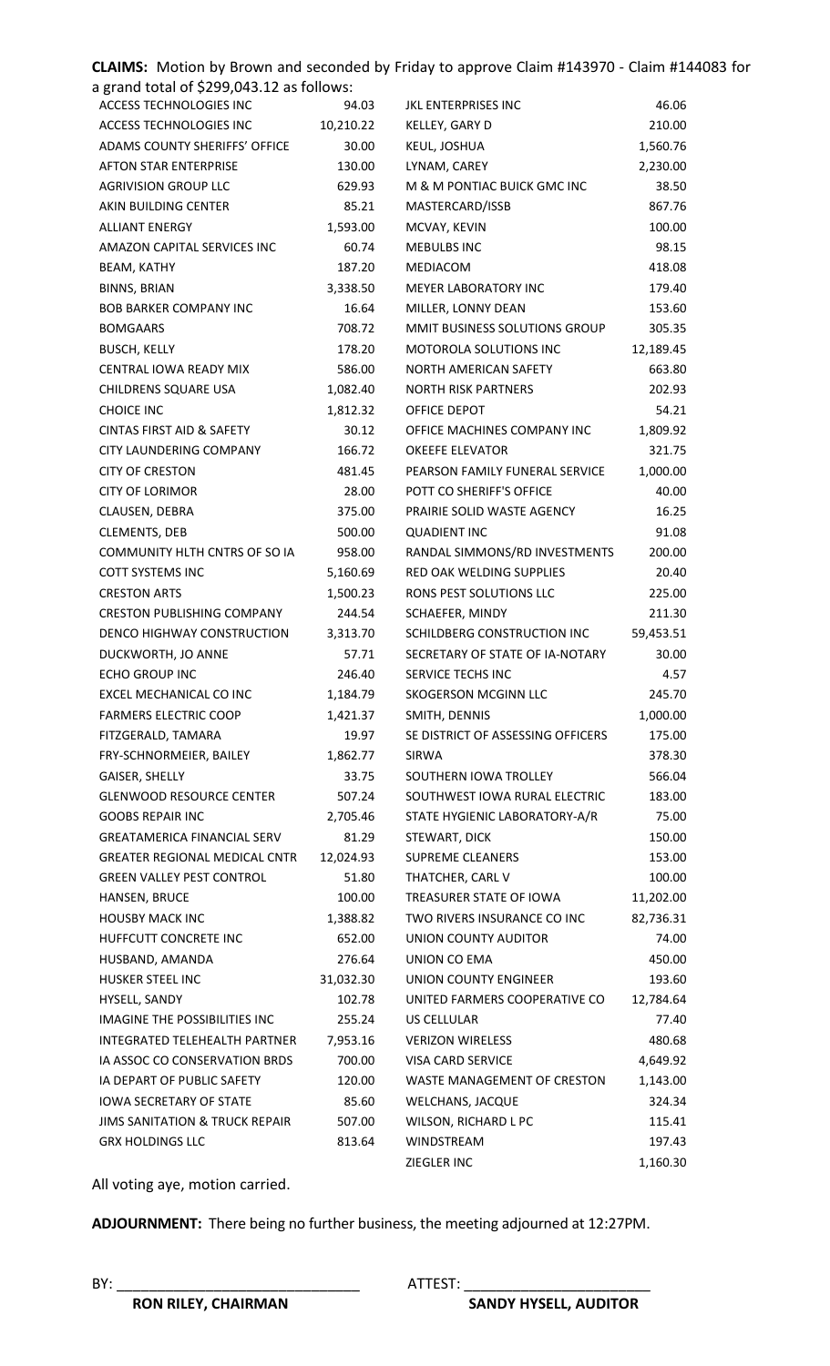**CLAIMS:** Motion by Brown and seconded by Friday to approve Claim #143970 - Claim #144083 for a grand total of $299,043.12 as follows:

| | | | |
|---|---|---|---|
| ACCESS TECHNOLOGIES INC | 94.03 | JKL ENTERPRISES INC | 46.06 |
| ACCESS TECHNOLOGIES INC | 10,210.22 | KELLEY, GARY D | 210.00 |
| ADAMS COUNTY SHERIFFS' OFFICE | 30.00 | KEUL, JOSHUA | 1,560.76 |
| AFTON STAR ENTERPRISE | 130.00 | LYNAM, CAREY | 2,230.00 |
| AGRIVISION GROUP LLC | 629.93 | M & M PONTIAC BUICK GMC INC | 38.50 |
| AKIN BUILDING CENTER | 85.21 | MASTERCARD/ISSB | 867.76 |
| ALLIANT ENERGY | 1,593.00 | MCVAY, KEVIN | 100.00 |
| AMAZON CAPITAL SERVICES INC | 60.74 | MEBULBS INC | 98.15 |
| BEAM, KATHY | 187.20 | MEDIACOM | 418.08 |
| BINNS, BRIAN | 3,338.50 | MEYER LABORATORY INC | 179.40 |
| BOB BARKER COMPANY INC | 16.64 | MILLER, LONNY DEAN | 153.60 |
| BOMGAARS | 708.72 | MMIT BUSINESS SOLUTIONS GROUP | 305.35 |
| BUSCH, KELLY | 178.20 | MOTOROLA SOLUTIONS INC | 12,189.45 |
| CENTRAL IOWA READY MIX | 586.00 | NORTH AMERICAN SAFETY | 663.80 |
| CHILDRENS SQUARE USA | 1,082.40 | NORTH RISK PARTNERS | 202.93 |
| CHOICE INC | 1,812.32 | OFFICE DEPOT | 54.21 |
| CINTAS FIRST AID & SAFETY | 30.12 | OFFICE MACHINES COMPANY INC | 1,809.92 |
| CITY LAUNDERING COMPANY | 166.72 | OKEEFE ELEVATOR | 321.75 |
| CITY OF CRESTON | 481.45 | PEARSON FAMILY FUNERAL SERVICE | 1,000.00 |
| CITY OF LORIMOR | 28.00 | POTT CO SHERIFF'S OFFICE | 40.00 |
| CLAUSEN, DEBRA | 375.00 | PRAIRIE SOLID WASTE AGENCY | 16.25 |
| CLEMENTS, DEB | 500.00 | QUADIENT INC | 91.08 |
| COMMUNITY HLTH CNTRS OF SO IA | 958.00 | RANDAL SIMMONS/RD INVESTMENTS | 200.00 |
| COTT SYSTEMS INC | 5,160.69 | RED OAK WELDING SUPPLIES | 20.40 |
| CRESTON ARTS | 1,500.23 | RONS PEST SOLUTIONS LLC | 225.00 |
| CRESTON PUBLISHING COMPANY | 244.54 | SCHAEFER, MINDY | 211.30 |
| DENCO HIGHWAY CONSTRUCTION | 3,313.70 | SCHILDBERG CONSTRUCTION INC | 59,453.51 |
| DUCKWORTH, JO ANNE | 57.71 | SECRETARY OF STATE OF IA-NOTARY | 30.00 |
| ECHO GROUP INC | 246.40 | SERVICE TECHS INC | 4.57 |
| EXCEL MECHANICAL CO INC | 1,184.79 | SKOGERSON MCGINN LLC | 245.70 |
| FARMERS ELECTRIC COOP | 1,421.37 | SMITH, DENNIS | 1,000.00 |
| FITZGERALD, TAMARA | 19.97 | SE DISTRICT OF ASSESSING OFFICERS | 175.00 |
| FRY-SCHNORMEIER, BAILEY | 1,862.77 | SIRWA | 378.30 |
| GAISER, SHELLY | 33.75 | SOUTHERN IOWA TROLLEY | 566.04 |
| GLENWOOD RESOURCE CENTER | 507.24 | SOUTHWEST IOWA RURAL ELECTRIC | 183.00 |
| GOOBS REPAIR INC | 2,705.46 | STATE HYGIENIC LABORATORY-A/R | 75.00 |
| GREATAMERICA FINANCIAL SERV | 81.29 | STEWART, DICK | 150.00 |
| GREATER REGIONAL MEDICAL CNTR | 12,024.93 | SUPREME CLEANERS | 153.00 |
| GREEN VALLEY PEST CONTROL | 51.80 | THATCHER, CARL V | 100.00 |
| HANSEN, BRUCE | 100.00 | TREASURER STATE OF IOWA | 11,202.00 |
| HOUSBY MACK INC | 1,388.82 | TWO RIVERS INSURANCE CO INC | 82,736.31 |
| HUFFCUTT CONCRETE INC | 652.00 | UNION COUNTY AUDITOR | 74.00 |
| HUSBAND, AMANDA | 276.64 | UNION CO EMA | 450.00 |
| HUSKER STEEL INC | 31,032.30 | UNION COUNTY ENGINEER | 193.60 |
| HYSELL, SANDY | 102.78 | UNITED FARMERS COOPERATIVE CO | 12,784.64 |
| IMAGINE THE POSSIBILITIES INC | 255.24 | US CELLULAR | 77.40 |
| INTEGRATED TELEHEALTH PARTNER | 7,953.16 | VERIZON WIRELESS | 480.68 |
| IA ASSOC CO CONSERVATION BRDS | 700.00 | VISA CARD SERVICE | 4,649.92 |
| IA DEPART OF PUBLIC SAFETY | 120.00 | WASTE MANAGEMENT OF CRESTON | 1,143.00 |
| IOWA SECRETARY OF STATE | 85.60 | WELCHANS, JACQUE | 324.34 |
| JIMS SANITATION & TRUCK REPAIR | 507.00 | WILSON, RICHARD L PC | 115.41 |
| GRX HOLDINGS LLC | 813.64 | WINDSTREAM | 197.43 |
| | | ZIEGLER INC | 1,160.30 |

All voting aye, motion carried.

**ADJOURNMENT:** There being no further business, the meeting adjourned at 12:27PM.

BY: ______________________________ ATTEST: ______________________

**RON RILEY, CHAIRMAN** **SANDY HYSELL, AUDITOR**